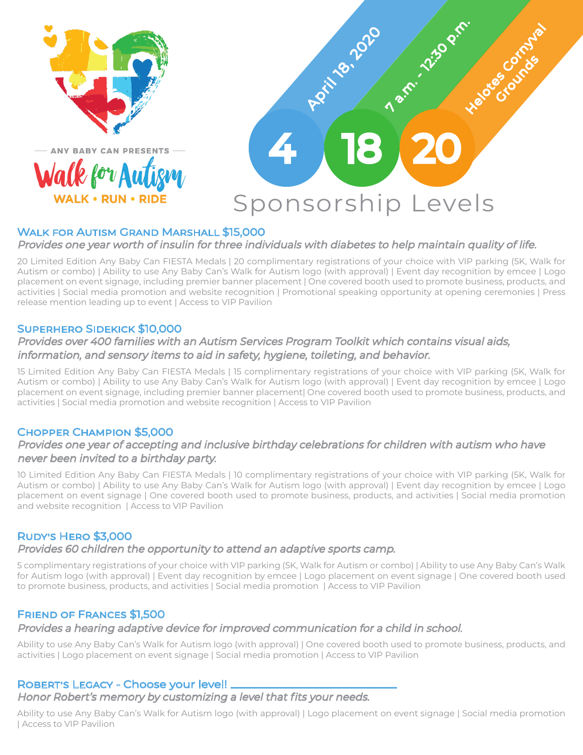ANY BABY CAN PRESENTS

# Walk for Autism

WALK • RUN • RIDE

April 18, 2020 | 7 a.m. - 12:30 p.m. | Helotes Cornyval Grounds

4 18 20

# Sponsorship Levels

## Walk for Autism Grand Marshall $15,000

*Provides one year worth of insulin for three individuals with diabetes to help maintain quality of life.*

20 Limited Edition Any Baby Can FIESTA Medals | 20 complimentary registrations of your choice with VIP parking (5K, Walk for Autism or combo) | Ability to use Any Baby Can's Walk for Autism logo (with approval) | Event day recognition by emcee | Logo placement on event signage, including premier banner placement | One covered booth used to promote business, products, and activities | Social media promotion and website recognition | Promotional speaking opportunity at opening ceremonies | Press release mention leading up to event | Access to VIP Pavilion

## Superhero Sidekick $10,000

*Provides over 400 families with an Autism Services Program Toolkit which contains visual aids, information, and sensory items to aid in safety, hygiene, toileting, and behavior.*

15 Limited Edition Any Baby Can FIESTA Medals | 15 complimentary registrations of your choice with VIP parking (5K, Walk for Autism or combo) | Ability to use Any Baby Can's Walk for Autism logo (with approval) | Event day recognition by emcee | Logo placement on event signage, including premier banner placement| One covered booth used to promote business, products, and activities | Social media promotion and website recognition | Access to VIP Pavilion

## Chopper Champion $5,000

*Provides one year of accepting and inclusive birthday celebrations for children with autism who have never been invited to a birthday party.*

10 Limited Edition Any Baby Can FIESTA Medals | 10 complimentary registrations of your choice with VIP parking (5K, Walk for Autism or combo) | Ability to use Any Baby Can's Walk for Autism logo (with approval) | Event day recognition by emcee | Logo placement on event signage | One covered booth used to promote business, products, and activities | Social media promotion and website recognition | Access to VIP Pavilion

## Rudy's Hero $3,000

*Provides 60 children the opportunity to attend an adaptive sports camp.*

5 complimentary registrations of your choice with VIP parking (5K, Walk for Autism or combo) | Ability to use Any Baby Can's Walk for Autism logo (with approval) | Event day recognition by emcee | Logo placement on event signage | One covered booth used to promote business, products, and activities | Social media promotion | Access to VIP Pavilion

## Friend of Frances $1,500

*Provides a hearing adaptive device for improved communication for a child in school.*

Ability to use Any Baby Can's Walk for Autism logo (with approval) | One covered booth used to promote business, products, and activities | Logo placement on event signage | Social media promotion | Access to VIP Pavilion

## Robert's Legacy - Choose your level! ____________________

*Honor Robert's memory by customizing a level that fits your needs.*

Ability to use Any Baby Can's Walk for Autism logo (with approval) | Logo placement on event signage | Social media promotion | Access to VIP Pavilion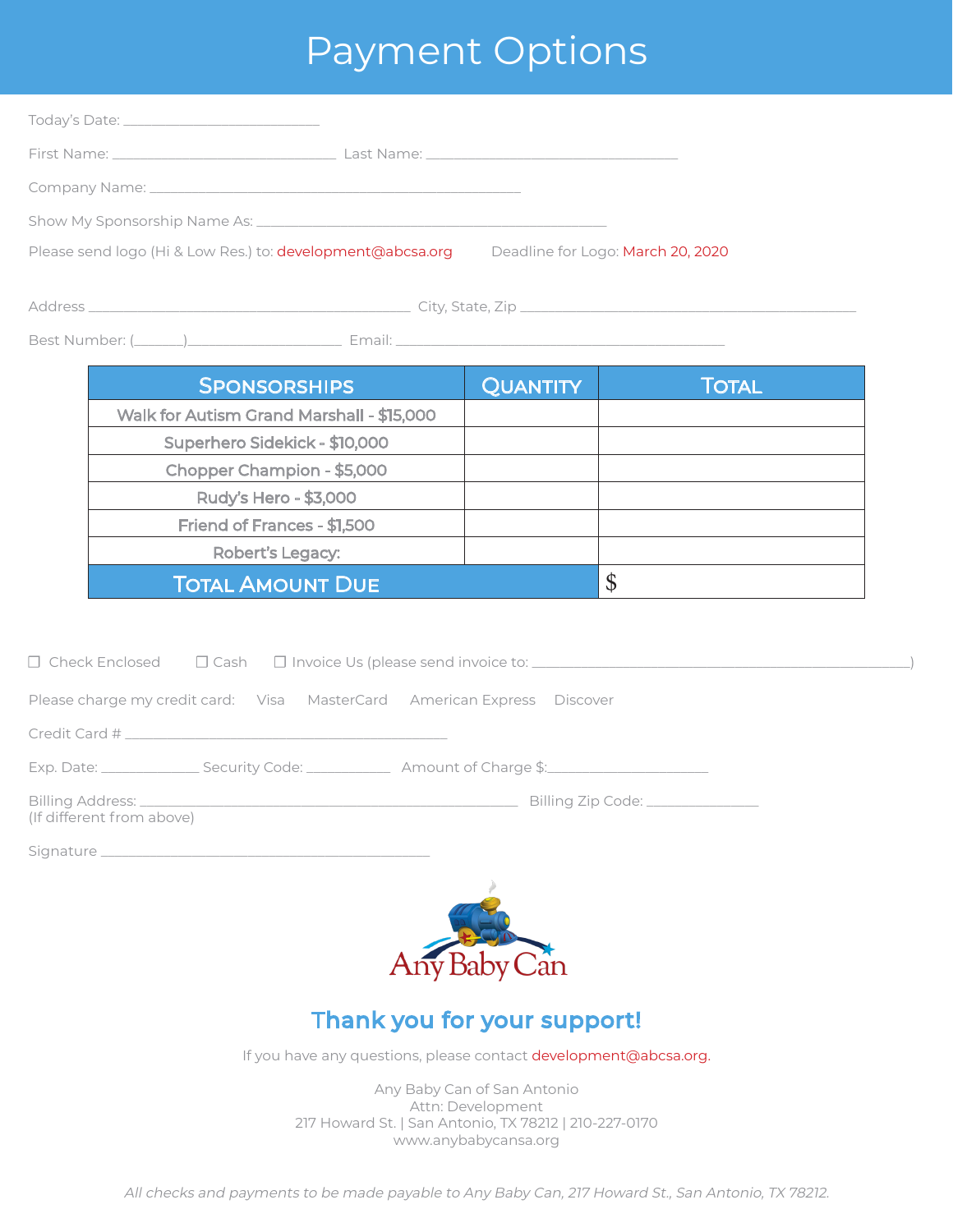# Payment Options

Today's Date: ___________________________

First Name: ______________________________ Last Name: ___________________________________

Company Name: ___________________________________________________

Show My Sponsorship Name As: ________________________________________________

Please send logo (Hi & Low Res.) to: development@abcsa.org Deadline for Logo: March 20, 2020

Address ____________________________________________ City, State, Zip ______________________________________________

Best Number: (_______)_____________________ Email: _____________________________________________

| Sponsorships | Quantity | Total |
|---|---|---|
| Walk for Autism Grand Marshall - $15,000 | | |
| Superhero Sidekick - $10,000 | | |
| Chopper Champion - $5,000 | | |
| Rudy's Hero - $3,000 | | |
| Friend of Frances - $1,500 | | |
| Robert's Legacy: | | |
| Total Amount Due | | $ |

☐ Check Enclosed ☐ Cash ☐ Invoice Us (please send invoice to: ____________________________________________________)

Please charge my credit card: Visa MasterCard American Express Discover

Credit Card # ____________________________________________

Exp. Date: _____________ Security Code: ___________ Amount of Charge $:______________________

Billing Address: ____________________________________________________ Billing Zip Code: _______________
(If different from above)

Signature _____________________________________________

Any Baby Can

## Thank you for your support!

If you have any questions, please contact development@abcsa.org.

Any Baby Can of San Antonio
Attn: Development
217 Howard St. | San Antonio, TX 78212 | 210-227-0170
www.anybabycansa.org

*All checks and payments to be made payable to Any Baby Can, 217 Howard St., San Antonio, TX 78212.*